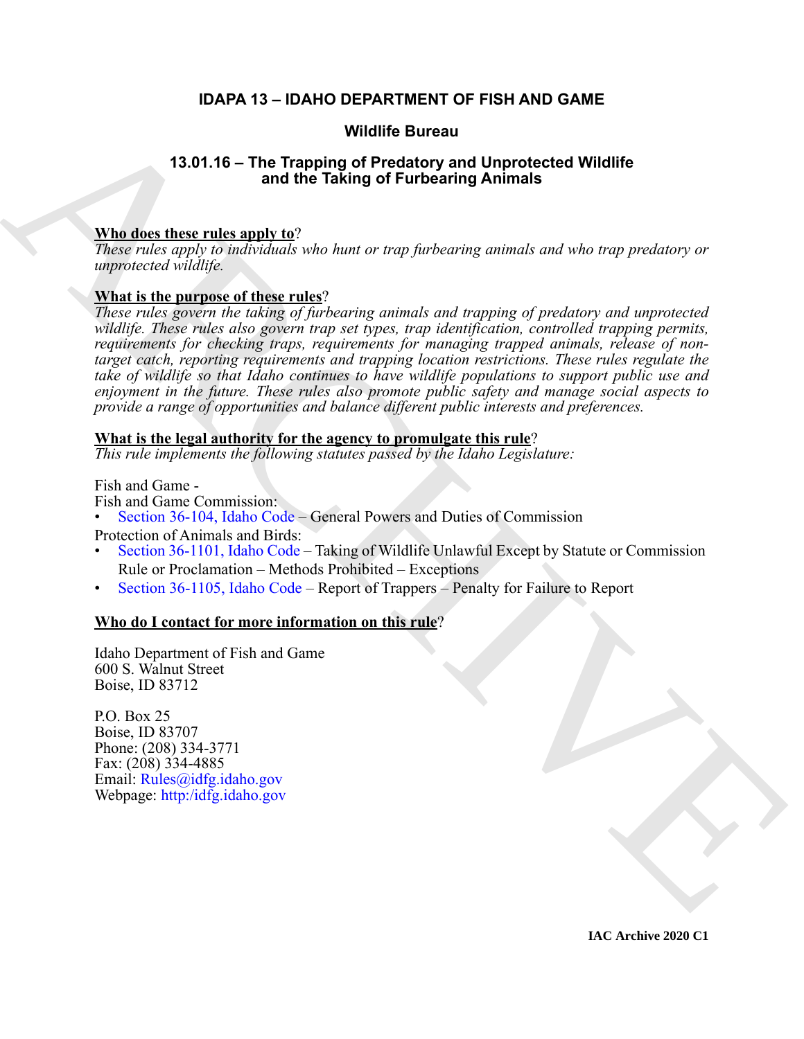# IDAPA 13 – IDAHO DEPARTMENT OF FISH AND GAME

## Wildlife Bureau

## 13.01.16 – The Trapping of Predatory and Unprotected Wildlife and the Taking of Furbearing Animals

**Who does these rules apply to**?
*These rules apply to individuals who hunt or trap furbearing animals and who trap predatory or unprotected wildlife.*

**What is the purpose of these rules**?
*These rules govern the taking of furbearing animals and trapping of predatory and unprotected wildlife. These rules also govern trap set types, trap identification, controlled trapping permits, requirements for checking traps, requirements for managing trapped animals, release of non-target catch, reporting requirements and trapping location restrictions. These rules regulate the take of wildlife so that Idaho continues to have wildlife populations to support public use and enjoyment in the future. These rules also promote public safety and manage social aspects to provide a range of opportunities and balance different public interests and preferences.*

**What is the legal authority for the agency to promulgate this rule**?
*This rule implements the following statutes passed by the Idaho Legislature:*

Fish and Game -
Fish and Game Commission:
- Section 36-104, Idaho Code – General Powers and Duties of Commission

Protection of Animals and Birds:
- Section 36-1101, Idaho Code – Taking of Wildlife Unlawful Except by Statute or Commission Rule or Proclamation – Methods Prohibited – Exceptions
- Section 36-1105, Idaho Code – Report of Trappers – Penalty for Failure to Report

**Who do I contact for more information on this rule**?

Idaho Department of Fish and Game
600 S. Walnut Street
Boise, ID 83712

P.O. Box 25
Boise, ID 83707
Phone: (208) 334-3771
Fax: (208) 334-4885
Email: Rules@idfg.idaho.gov
Webpage: http:/idfg.idaho.gov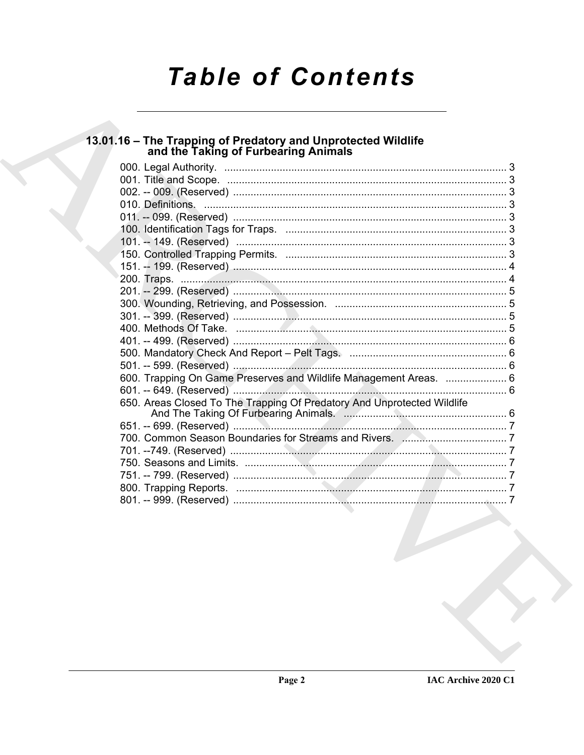# Table of Contents

## 13.01.16 – The Trapping of Predatory and Unprotected Wildlife and the Taking of Furbearing Animals

000. Legal Authority. ............................................................................................ 3
001. Title and Scope. ............................................................................................ 3
002. -- 009. (Reserved) .......................................................................................... 3
010. Definitions. .................................................................................................... 3
011. -- 099. (Reserved) .......................................................................................... 3
100. Identification Tags for Traps. ......................................................................... 3
101. -- 149. (Reserved) .......................................................................................... 3
150. Controlled Trapping Permits. ......................................................................... 3
151. -- 199. (Reserved) .......................................................................................... 4
200. Traps. ............................................................................................................ 4
201. -- 299. (Reserved) .......................................................................................... 5
300. Wounding, Retrieving, and Possession. ......................................................... 5
301. -- 399. (Reserved) .......................................................................................... 5
400. Methods Of Take. ........................................................................................... 5
401. -- 499. (Reserved) .......................................................................................... 6
500. Mandatory Check And Report – Pelt Tags. .................................................... 6
501. -- 599. (Reserved) .......................................................................................... 6
600. Trapping On Game Preserves and Wildlife Management Areas. ..................... 6
601. -- 649. (Reserved) .......................................................................................... 6
650. Areas Closed To The Trapping Of Predatory And Unprotected Wildlife And The Taking Of Furbearing Animals. ........................................................ 6
651. -- 699. (Reserved) .......................................................................................... 7
700. Common Season Boundaries for Streams and Rivers. .................................... 7
701. --749. (Reserved) ........................................................................................... 7
750. Seasons and Limits. ........................................................................................ 7
751. -- 799. (Reserved) .......................................................................................... 7
800. Trapping Reports. ........................................................................................... 7
801. -- 999. (Reserved) .......................................................................................... 7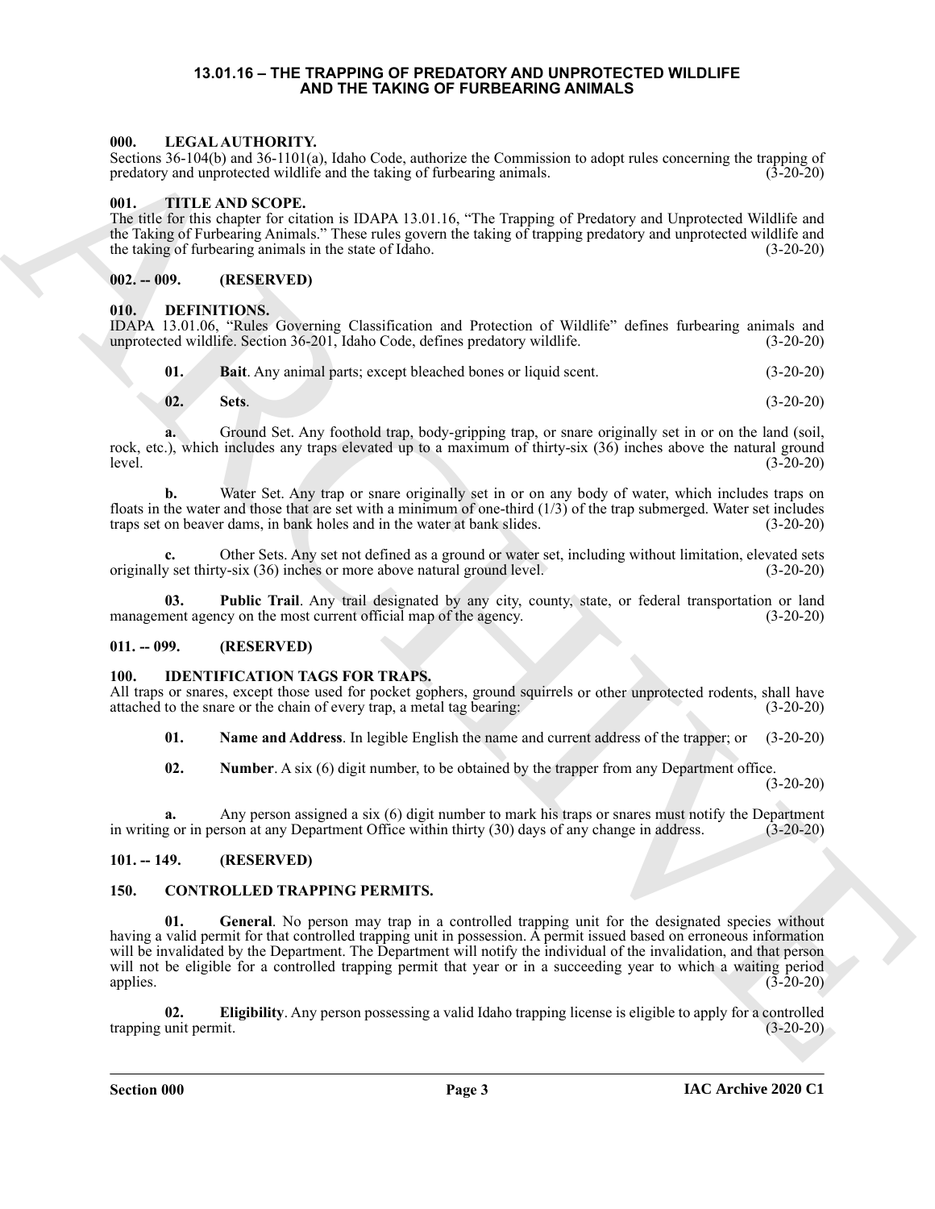# 13.01.16 – THE TRAPPING OF PREDATORY AND UNPROTECTED WILDLIFE AND THE TAKING OF FURBEARING ANIMALS

## 000. LEGAL AUTHORITY.

Sections 36-104(b) and 36-1101(a), Idaho Code, authorize the Commission to adopt rules concerning the trapping of predatory and unprotected wildlife and the taking of furbearing animals. (3-20-20)

## 001. TITLE AND SCOPE.

The title for this chapter for citation is IDAPA 13.01.16, "The Trapping of Predatory and Unprotected Wildlife and the Taking of Furbearing Animals." These rules govern the taking of trapping predatory and unprotected wildlife and the taking of furbearing animals in the state of Idaho. (3-20-20)

## 002. -- 009. (RESERVED)

## 010. DEFINITIONS.

IDAPA 13.01.06, "Rules Governing Classification and Protection of Wildlife" defines furbearing animals and unprotected wildlife. Section 36-201, Idaho Code, defines predatory wildlife. (3-20-20)

**01. Bait**. Any animal parts; except bleached bones or liquid scent. (3-20-20)

**02. Sets**. (3-20-20)

**a.** Ground Set. Any foothold trap, body-gripping trap, or snare originally set in or on the land (soil, rock, etc.), which includes any traps elevated up to a maximum of thirty-six (36) inches above the natural ground level. (3-20-20)

**b.** Water Set. Any trap or snare originally set in or on any body of water, which includes traps on floats in the water and those that are set with a minimum of one-third (1/3) of the trap submerged. Water set includes traps set on beaver dams, in bank holes and in the water at bank slides. (3-20-20)

**c.** Other Sets. Any set not defined as a ground or water set, including without limitation, elevated sets originally set thirty-six (36) inches or more above natural ground level. (3-20-20)

**03. Public Trail**. Any trail designated by any city, county, state, or federal transportation or land management agency on the most current official map of the agency. (3-20-20)

## 011. -- 099. (RESERVED)

## 100. IDENTIFICATION TAGS FOR TRAPS.

All traps or snares, except those used for pocket gophers, ground squirrels or other unprotected rodents, shall have attached to the snare or the chain of every trap, a metal tag bearing: (3-20-20)

**01. Name and Address**. In legible English the name and current address of the trapper; or (3-20-20)

**02. Number**. A six (6) digit number, to be obtained by the trapper from any Department office. (3-20-20)

**a.** Any person assigned a six (6) digit number to mark his traps or snares must notify the Department in writing or in person at any Department Office within thirty (30) days of any change in address. (3-20-20)

## 101. -- 149. (RESERVED)

## 150. CONTROLLED TRAPPING PERMITS.

**01. General**. No person may trap in a controlled trapping unit for the designated species without having a valid permit for that controlled trapping unit in possession. A permit issued based on erroneous information will be invalidated by the Department. The Department will notify the individual of the invalidation, and that person will not be eligible for a controlled trapping permit that year or in a succeeding year to which a waiting period applies. (3-20-20)

**02. Eligibility**. Any person possessing a valid Idaho trapping license is eligible to apply for a controlled trapping unit permit. (3-20-20)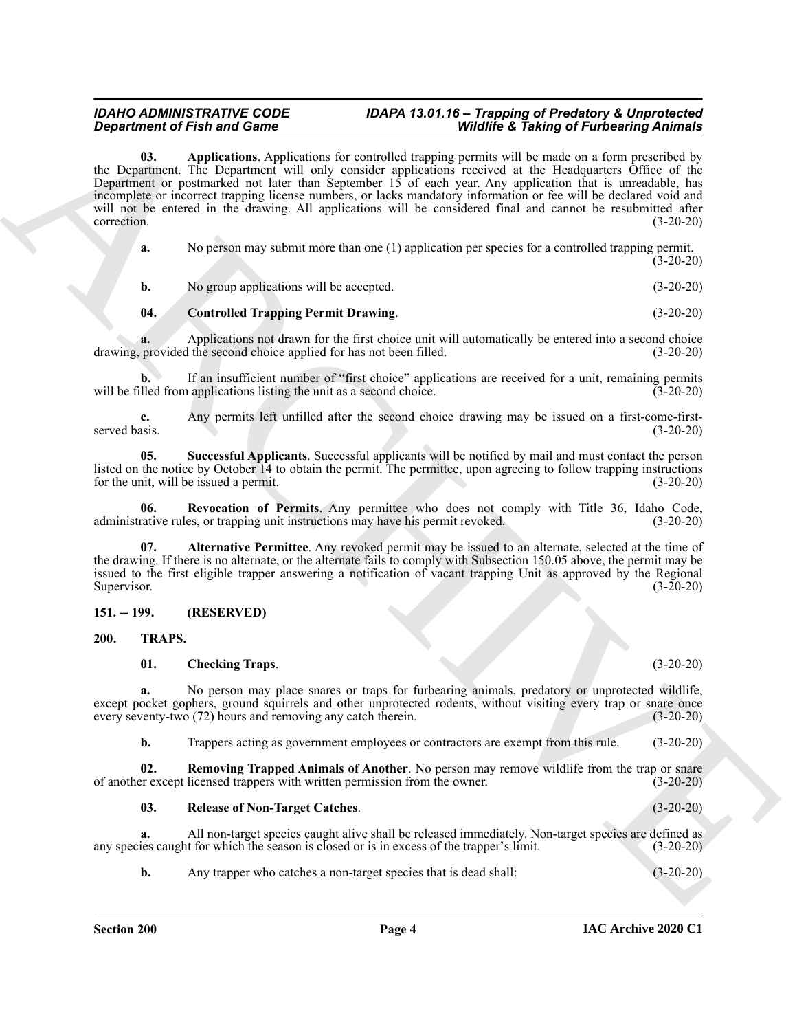**03. Applications**. Applications for controlled trapping permits will be made on a form prescribed by the Department. The Department will only consider applications received at the Headquarters Office of the Department or postmarked not later than September 15 of each year. Any application that is unreadable, has incomplete or incorrect trapping license numbers, or lacks mandatory information or fee will be declared void and will not be entered in the drawing. All applications will be considered final and cannot be resubmitted after correction. (3-20-20)

**a.** No person may submit more than one (1) application per species for a controlled trapping permit. (3-20-20)

**b.** No group applications will be accepted. (3-20-20)

**04. Controlled Trapping Permit Drawing**. (3-20-20)

**a.** Applications not drawn for the first choice unit will automatically be entered into a second choice drawing, provided the second choice applied for has not been filled. (3-20-20)

**b.** If an insufficient number of "first choice" applications are received for a unit, remaining permits will be filled from applications listing the unit as a second choice. (3-20-20)

**c.** Any permits left unfilled after the second choice drawing may be issued on a first-come-first-served basis. (3-20-20)

**05. Successful Applicants**. Successful applicants will be notified by mail and must contact the person listed on the notice by October 14 to obtain the permit. The permittee, upon agreeing to follow trapping instructions for the unit, will be issued a permit. (3-20-20)

**06. Revocation of Permits**. Any permittee who does not comply with Title 36, Idaho Code, administrative rules, or trapping unit instructions may have his permit revoked. (3-20-20)

**07. Alternative Permittee**. Any revoked permit may be issued to an alternate, selected at the time of the drawing. If there is no alternate, or the alternate fails to comply with Subsection 150.05 above, the permit may be issued to the first eligible trapper answering a notification of vacant trapping Unit as approved by the Regional Supervisor. (3-20-20)

## 151. -- 199. (RESERVED)

## 200. TRAPS.

**01. Checking Traps**. (3-20-20)

**a.** No person may place snares or traps for furbearing animals, predatory or unprotected wildlife, except pocket gophers, ground squirrels and other unprotected rodents, without visiting every trap or snare once every seventy-two (72) hours and removing any catch therein. (3-20-20)

**b.** Trappers acting as government employees or contractors are exempt from this rule. (3-20-20)

**02. Removing Trapped Animals of Another**. No person may remove wildlife from the trap or snare of another except licensed trappers with written permission from the owner. (3-20-20)

**03. Release of Non-Target Catches**. (3-20-20)

**a.** All non-target species caught alive shall be released immediately. Non-target species are defined as any species caught for which the season is closed or is in excess of the trapper's limit. (3-20-20)

**b.** Any trapper who catches a non-target species that is dead shall: (3-20-20)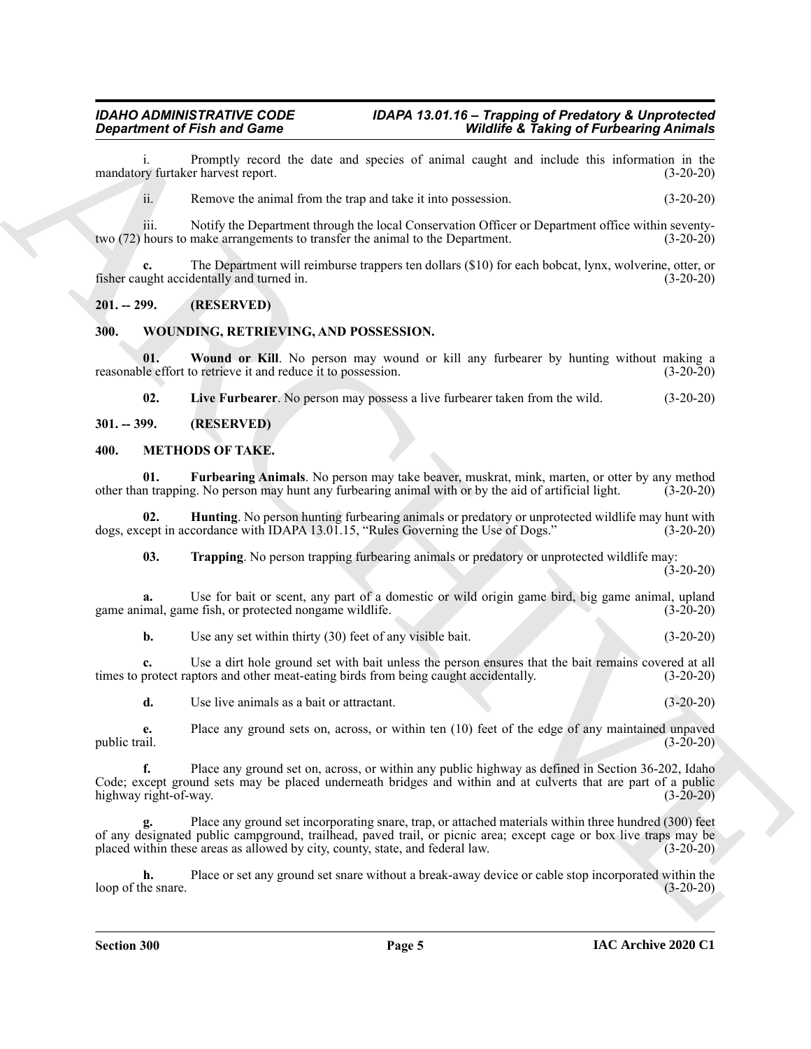i. Promptly record the date and species of animal caught and include this information in the mandatory furtaker harvest report. (3-20-20)

ii. Remove the animal from the trap and take it into possession. (3-20-20)

iii. Notify the Department through the local Conservation Officer or Department office within seventy-two (72) hours to make arrangements to transfer the animal to the Department. (3-20-20)

**c.** The Department will reimburse trappers ten dollars ($10) for each bobcat, lynx, wolverine, otter, or fisher caught accidentally and turned in. (3-20-20)

## 201. -- 299. (RESERVED)

## 300. WOUNDING, RETRIEVING, AND POSSESSION.

**01. Wound or Kill**. No person may wound or kill any furbearer by hunting without making a reasonable effort to retrieve it and reduce it to possession. (3-20-20)

**02. Live Furbearer**. No person may possess a live furbearer taken from the wild. (3-20-20)

## 301. -- 399. (RESERVED)

## 400. METHODS OF TAKE.

**01. Furbearing Animals**. No person may take beaver, muskrat, mink, marten, or otter by any method other than trapping. No person may hunt any furbearing animal with or by the aid of artificial light. (3-20-20)

**02. Hunting**. No person hunting furbearing animals or predatory or unprotected wildlife may hunt with dogs, except in accordance with IDAPA 13.01.15, "Rules Governing the Use of Dogs." (3-20-20)

**03. Trapping**. No person trapping furbearing animals or predatory or unprotected wildlife may: (3-20-20)

**a.** Use for bait or scent, any part of a domestic or wild origin game bird, big game animal, upland game animal, game fish, or protected nongame wildlife. (3-20-20)

**b.** Use any set within thirty (30) feet of any visible bait. (3-20-20)

**c.** Use a dirt hole ground set with bait unless the person ensures that the bait remains covered at all times to protect raptors and other meat-eating birds from being caught accidentally. (3-20-20)

**d.** Use live animals as a bait or attractant. (3-20-20)

**e.** Place any ground sets on, across, or within ten (10) feet of the edge of any maintained unpaved public trail. (3-20-20)

**f.** Place any ground set on, across, or within any public highway as defined in Section 36-202, Idaho Code; except ground sets may be placed underneath bridges and within and at culverts that are part of a public highway right-of-way. (3-20-20)

**g.** Place any ground set incorporating snare, trap, or attached materials within three hundred (300) feet of any designated public campground, trailhead, paved trail, or picnic area; except cage or box live traps may be placed within these areas as allowed by city, county, state, and federal law. (3-20-20)

**h.** Place or set any ground set snare without a break-away device or cable stop incorporated within the loop of the snare. (3-20-20)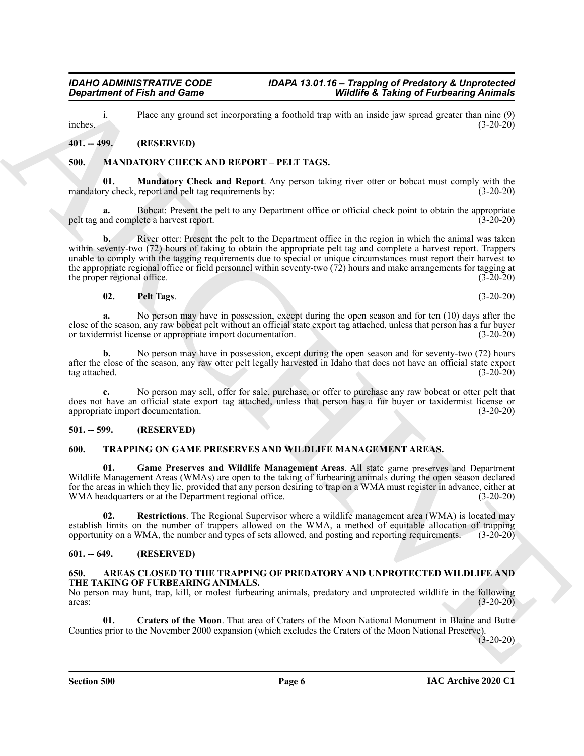i. Place any ground set incorporating a foothold trap with an inside jaw spread greater than nine (9) inches. (3-20-20)

## 401. -- 499. (RESERVED)

## 500. MANDATORY CHECK AND REPORT – PELT TAGS.

**01. Mandatory Check and Report**. Any person taking river otter or bobcat must comply with the mandatory check, report and pelt tag requirements by: (3-20-20)

**a.** Bobcat: Present the pelt to any Department office or official check point to obtain the appropriate pelt tag and complete a harvest report. (3-20-20)

**b.** River otter: Present the pelt to the Department office in the region in which the animal was taken within seventy-two (72) hours of taking to obtain the appropriate pelt tag and complete a harvest report. Trappers unable to comply with the tagging requirements due to special or unique circumstances must report their harvest to the appropriate regional office or field personnel within seventy-two (72) hours and make arrangements for tagging at the proper regional office. (3-20-20)

**02. Pelt Tags**. (3-20-20)

**a.** No person may have in possession, except during the open season and for ten (10) days after the close of the season, any raw bobcat pelt without an official state export tag attached, unless that person has a fur buyer or taxidermist license or appropriate import documentation. (3-20-20)

**b.** No person may have in possession, except during the open season and for seventy-two (72) hours after the close of the season, any raw otter pelt legally harvested in Idaho that does not have an official state export tag attached. (3-20-20)

**c.** No person may sell, offer for sale, purchase, or offer to purchase any raw bobcat or otter pelt that does not have an official state export tag attached, unless that person has a fur buyer or taxidermist license or appropriate import documentation. (3-20-20)

## 501. -- 599. (RESERVED)

## 600. TRAPPING ON GAME PRESERVES AND WILDLIFE MANAGEMENT AREAS.

**01. Game Preserves and Wildlife Management Areas**. All state game preserves and Department Wildlife Management Areas (WMAs) are open to the taking of furbearing animals during the open season declared for the areas in which they lie, provided that any person desiring to trap on a WMA must register in advance, either at WMA headquarters or at the Department regional office. (3-20-20)

**02. Restrictions**. The Regional Supervisor where a wildlife management area (WMA) is located may establish limits on the number of trappers allowed on the WMA, a method of equitable allocation of trapping opportunity on a WMA, the number and types of sets allowed, and posting and reporting requirements. (3-20-20)

## 601. -- 649. (RESERVED)

## 650. AREAS CLOSED TO THE TRAPPING OF PREDATORY AND UNPROTECTED WILDLIFE AND THE TAKING OF FURBEARING ANIMALS.

No person may hunt, trap, kill, or molest furbearing animals, predatory and unprotected wildlife in the following areas: (3-20-20)

**01. Craters of the Moon**. That area of Craters of the Moon National Monument in Blaine and Butte Counties prior to the November 2000 expansion (which excludes the Craters of the Moon National Preserve). (3-20-20)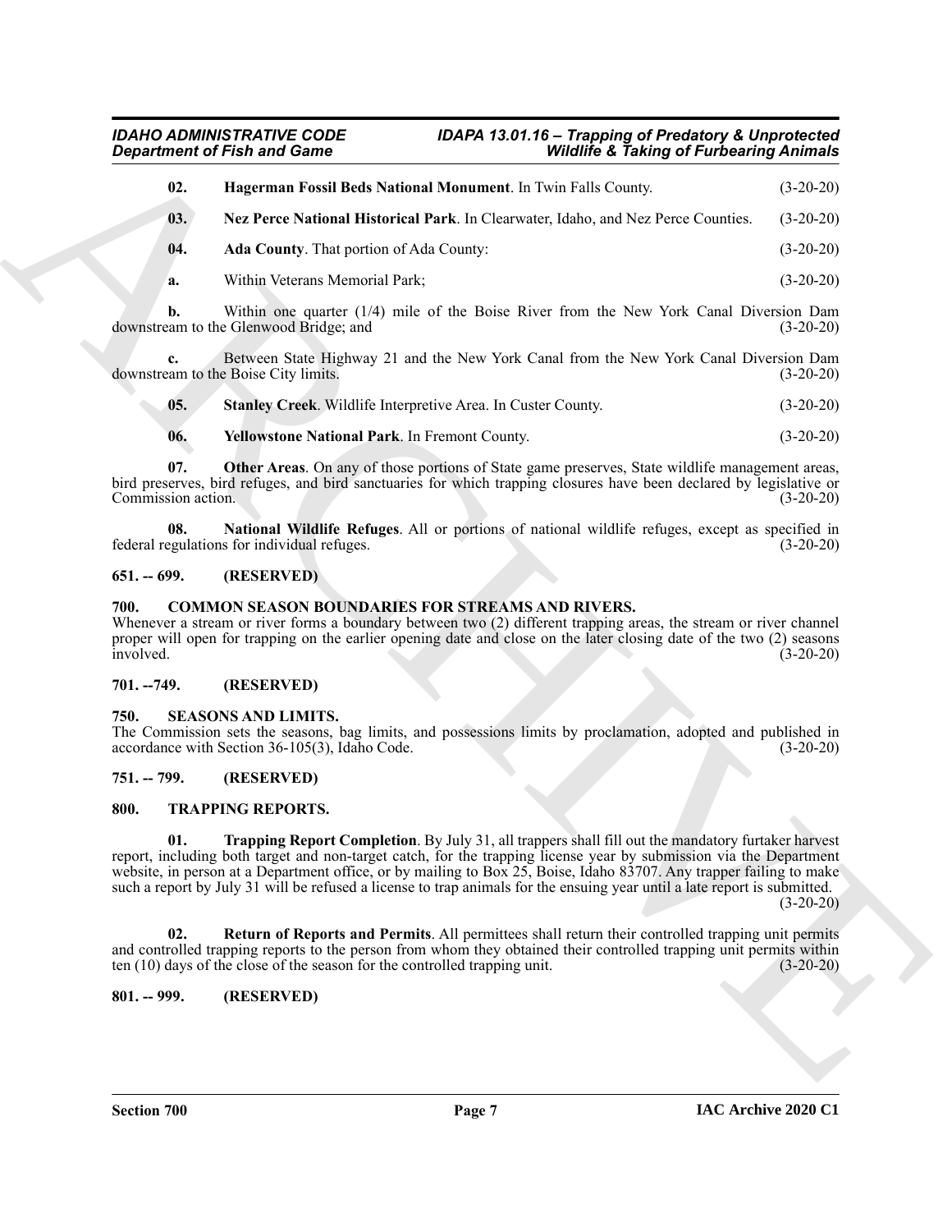**02. Hagerman Fossil Beds National Monument**. In Twin Falls County. (3-20-20)

**03. Nez Perce National Historical Park**. In Clearwater, Idaho, and Nez Perce Counties. (3-20-20)

**04. Ada County**. That portion of Ada County: (3-20-20)

**a.** Within Veterans Memorial Park; (3-20-20)

**b.** Within one quarter (1/4) mile of the Boise River from the New York Canal Diversion Dam downstream to the Glenwood Bridge; and (3-20-20)

**c.** Between State Highway 21 and the New York Canal from the New York Canal Diversion Dam downstream to the Boise City limits. (3-20-20)

**05. Stanley Creek**. Wildlife Interpretive Area. In Custer County. (3-20-20)

**06. Yellowstone National Park**. In Fremont County. (3-20-20)

**07. Other Areas**. On any of those portions of State game preserves, State wildlife management areas, bird preserves, bird refuges, and bird sanctuaries for which trapping closures have been declared by legislative or Commission action. (3-20-20)

**08. National Wildlife Refuges**. All or portions of national wildlife refuges, except as specified in federal regulations for individual refuges. (3-20-20)

## 651. -- 699. (RESERVED)

## 700. COMMON SEASON BOUNDARIES FOR STREAMS AND RIVERS.

Whenever a stream or river forms a boundary between two (2) different trapping areas, the stream or river channel proper will open for trapping on the earlier opening date and close on the later closing date of the two (2) seasons involved. (3-20-20)

## 701. --749. (RESERVED)

## 750. SEASONS AND LIMITS.

The Commission sets the seasons, bag limits, and possessions limits by proclamation, adopted and published in accordance with Section 36-105(3), Idaho Code. (3-20-20)

## 751. -- 799. (RESERVED)

## 800. TRAPPING REPORTS.

**01. Trapping Report Completion**. By July 31, all trappers shall fill out the mandatory furtaker harvest report, including both target and non-target catch, for the trapping license year by submission via the Department website, in person at a Department office, or by mailing to Box 25, Boise, Idaho 83707. Any trapper failing to make such a report by July 31 will be refused a license to trap animals for the ensuing year until a late report is submitted. (3-20-20)

**02. Return of Reports and Permits**. All permittees shall return their controlled trapping unit permits and controlled trapping reports to the person from whom they obtained their controlled trapping unit permits within ten (10) days of the close of the season for the controlled trapping unit. (3-20-20)

## 801. -- 999. (RESERVED)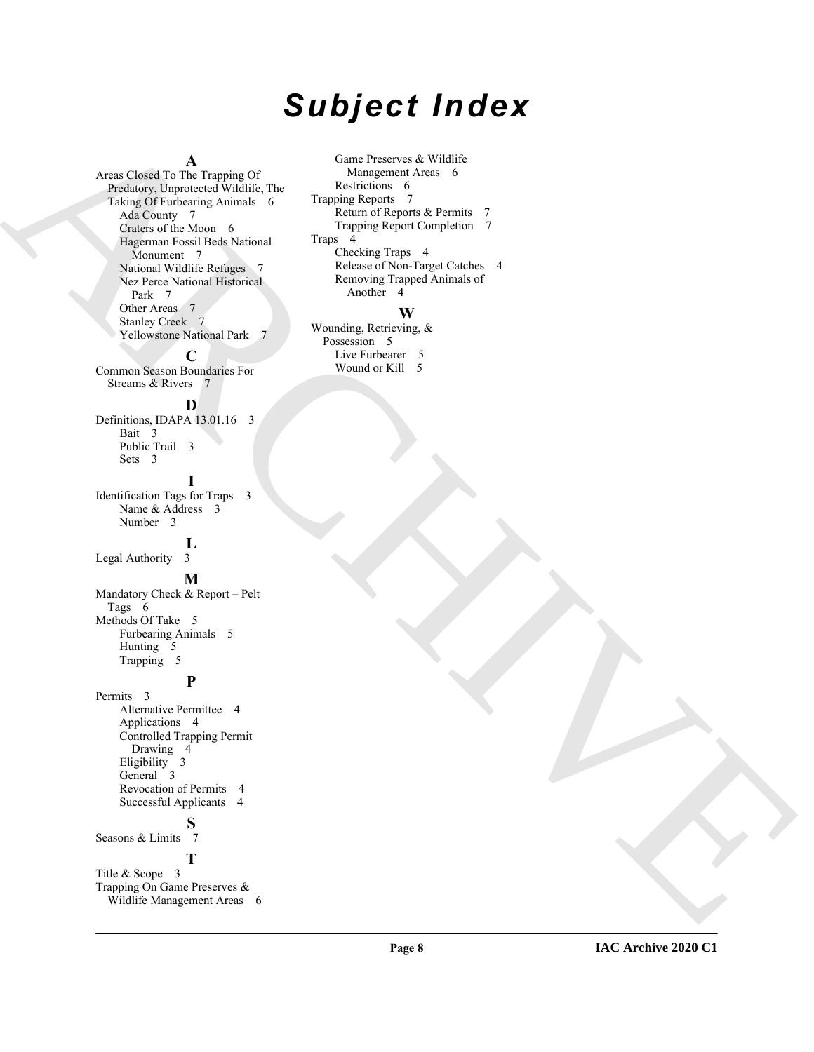# Subject Index

**A**

Areas Closed To The Trapping Of Predatory, Unprotected Wildlife, The Taking Of Furbearing Animals 6
- Ada County 7
- Craters of the Moon 6
- Hagerman Fossil Beds National Monument 7
- National Wildlife Refuges 7
- Nez Perce National Historical Park 7
- Other Areas 7
- Stanley Creek 7
- Yellowstone National Park 7

**C**

Common Season Boundaries For Streams & Rivers 7

**D**

Definitions, IDAPA 13.01.16 3
- Bait 3
- Public Trail 3
- Sets 3

**I**

Identification Tags for Traps 3
- Name & Address 3
- Number 3

**L**

Legal Authority 3

**M**

Mandatory Check & Report – Pelt Tags 6

Methods Of Take 5
- Furbearing Animals 5
- Hunting 5
- Trapping 5

**P**

Permits 3
- Alternative Permittee 4
- Applications 4
- Controlled Trapping Permit Drawing 4
- Eligibility 3
- General 3
- Revocation of Permits 4
- Successful Applicants 4

**S**

Seasons & Limits 7

**T**

Title & Scope 3

Trapping On Game Preserves & Wildlife Management Areas 6
- Game Preserves & Wildlife Management Areas 6
- Restrictions 6

Trapping Reports 7
- Return of Reports & Permits 7
- Trapping Report Completion 7

Traps 4
- Checking Traps 4
- Release of Non-Target Catches 4
- Removing Trapped Animals of Another 4

**W**

Wounding, Retrieving, & Possession 5
- Live Furbearer 5
- Wound or Kill 5